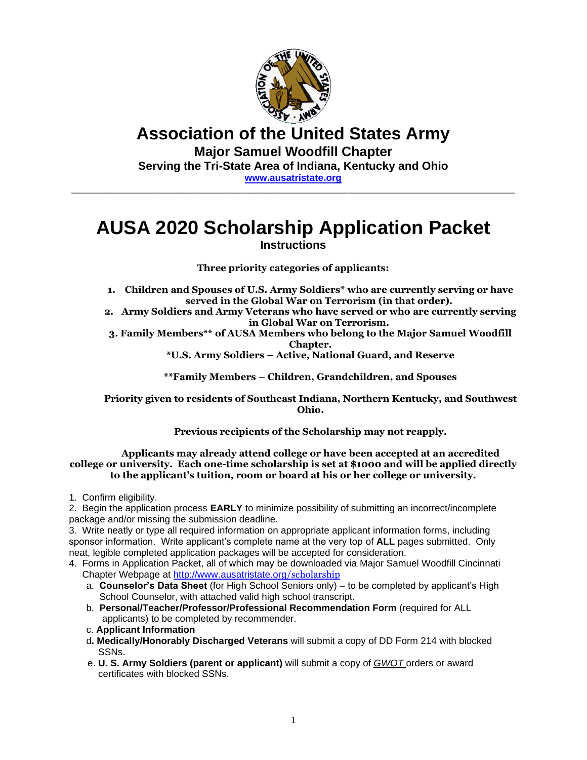# Association of the United States Army

### Major Samuel Woodfill Chapter

**Serving the Tri-State Area of Indiana, Kentucky and Ohio**

**[www.ausatristate.org](http://www.ausatristate.org)**

---

# AUSA 2020 Scholarship Application Packet

### Instructions

**Three priority categories of applicants:**

1. **Children and Spouses of U.S. Army Soldiers* who are currently serving or have served in the Global War on Terrorism (in that order).**
2. **Army Soldiers and Army Veterans who have served or who are currently serving in Global War on Terrorism.**
3. **Family Members** of AUSA Members who belong to the Major Samuel Woodfill Chapter.**

***U.S. Army Soldiers – Active, National Guard, and Reserve**

****Family Members – Children, Grandchildren, and Spouses**

**Priority given to residents of Southeast Indiana, Northern Kentucky, and Southwest Ohio.**

**Previous recipients of the Scholarship may not reapply.**

**Applicants may already attend college or have been accepted at an accredited college or university. Each one-time scholarship is set at $1000 and will be applied directly to the applicant's tuition, room or board at his or her college or university.**

1. Confirm eligibility.
2. Begin the application process **EARLY** to minimize possibility of submitting an incorrect/incomplete package and/or missing the submission deadline.
3. Write neatly or type all required information on appropriate applicant information forms, including sponsor information. Write applicant's complete name at the very top of **ALL** pages submitted. Only neat, legible completed application packages will be accepted for consideration.
4. Forms in Application Packet, all of which may be downloaded via Major Samuel Woodfill Cincinnati Chapter Webpage at [http://www.ausatristate.org/scholarship](http://www.ausatristate.org/scholarship)
   a. **Counselor's Data Sheet** (for High School Seniors only) – to be completed by applicant's High School Counselor, with attached valid high school transcript.
   b. **Personal/Teacher/Professor/Professional Recommendation Form** (required for ALL applicants) to be completed by recommender.
   c. **Applicant Information**
   d. **Medically/Honorably Discharged Veterans** will submit a copy of DD Form 214 with blocked SSNs.
   e. **U. S. Army Soldiers (parent or applicant)** will submit a copy of *GWOT* orders or award certificates with blocked SSNs.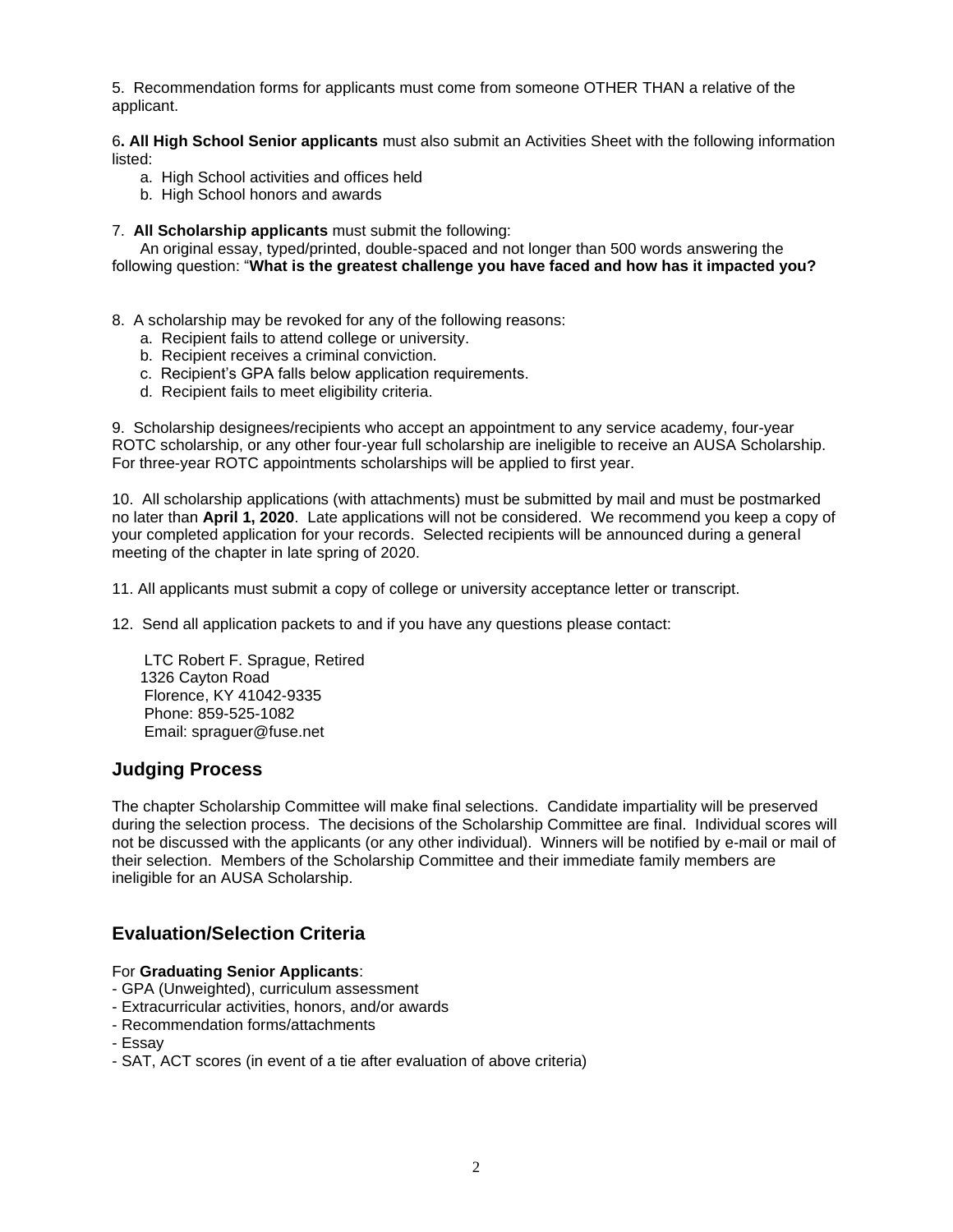5. Recommendation forms for applicants must come from someone OTHER THAN a relative of the applicant.

6**. All High School Senior applicants** must also submit an Activities Sheet with the following information listed:

a. High School activities and offices held
b. High School honors and awards

7. **All Scholarship applicants** must submit the following:
An original essay, typed/printed, double-spaced and not longer than 500 words answering the following question: "**What is the greatest challenge you have faced and how has it impacted you?**

8. A scholarship may be revoked for any of the following reasons:

a. Recipient fails to attend college or university.
b. Recipient receives a criminal conviction.
c. Recipient's GPA falls below application requirements.
d. Recipient fails to meet eligibility criteria.

9. Scholarship designees/recipients who accept an appointment to any service academy, four-year ROTC scholarship, or any other four-year full scholarship are ineligible to receive an AUSA Scholarship. For three-year ROTC appointments scholarships will be applied to first year.

10. All scholarship applications (with attachments) must be submitted by mail and must be postmarked no later than **April 1, 2020**. Late applications will not be considered. We recommend you keep a copy of your completed application for your records. Selected recipients will be announced during a general meeting of the chapter in late spring of 2020.

11. All applicants must submit a copy of college or university acceptance letter or transcript.

12. Send all application packets to and if you have any questions please contact:

LTC Robert F. Sprague, Retired
1326 Cayton Road
Florence, KY 41042-9335
Phone: 859-525-1082
Email: spraguer@fuse.net

## Judging Process

The chapter Scholarship Committee will make final selections. Candidate impartiality will be preserved during the selection process. The decisions of the Scholarship Committee are final. Individual scores will not be discussed with the applicants (or any other individual). Winners will be notified by e-mail or mail of their selection. Members of the Scholarship Committee and their immediate family members are ineligible for an AUSA Scholarship.

## Evaluation/Selection Criteria

For **Graduating Senior Applicants**:

- GPA (Unweighted), curriculum assessment
- Extracurricular activities, honors, and/or awards
- Recommendation forms/attachments
- Essay
- SAT, ACT scores (in event of a tie after evaluation of above criteria)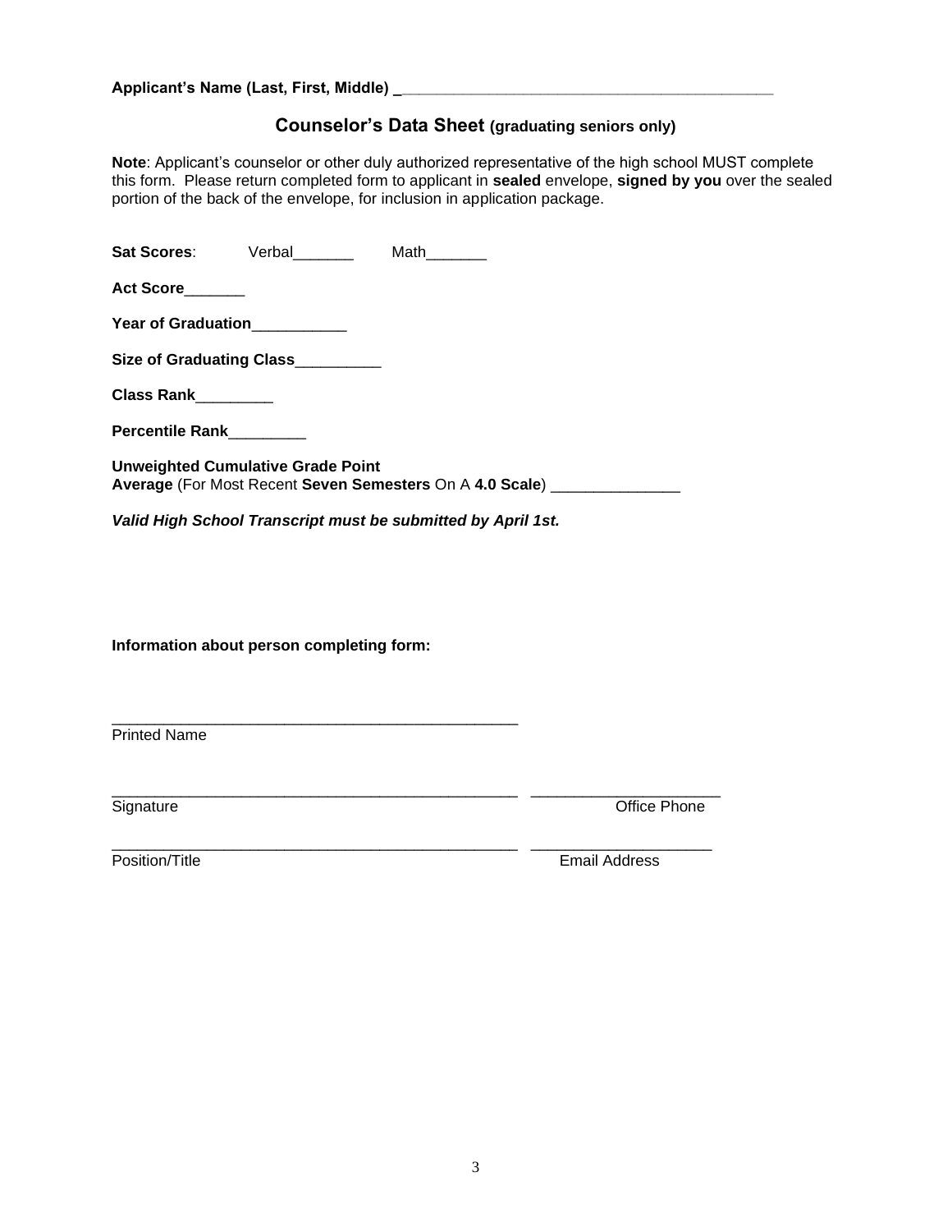**Applicant's Name (Last, First, Middle) _____________________________________________**

## Counselor's Data Sheet (graduating seniors only)

**Note**: Applicant's counselor or other duly authorized representative of the high school MUST complete this form. Please return completed form to applicant in **sealed** envelope, **signed by you** over the sealed portion of the back of the envelope, for inclusion in application package.

**Sat Scores**: Verbal_______ Math_______

**Act Score**_______

**Year of Graduation**___________

**Size of Graduating Class**__________

**Class Rank**_________

**Percentile Rank**_________

**Unweighted Cumulative Grade Point Average** (For Most Recent **Seven Semesters** On A **4.0 Scale**) _______________

***Valid High School Transcript must be submitted by April 1st.***

**Information about person completing form:**

_________________________________________________
Printed Name

_________________________________________________ ______________________
Signature Office Phone

_________________________________________________ ______________________
Position/Title Email Address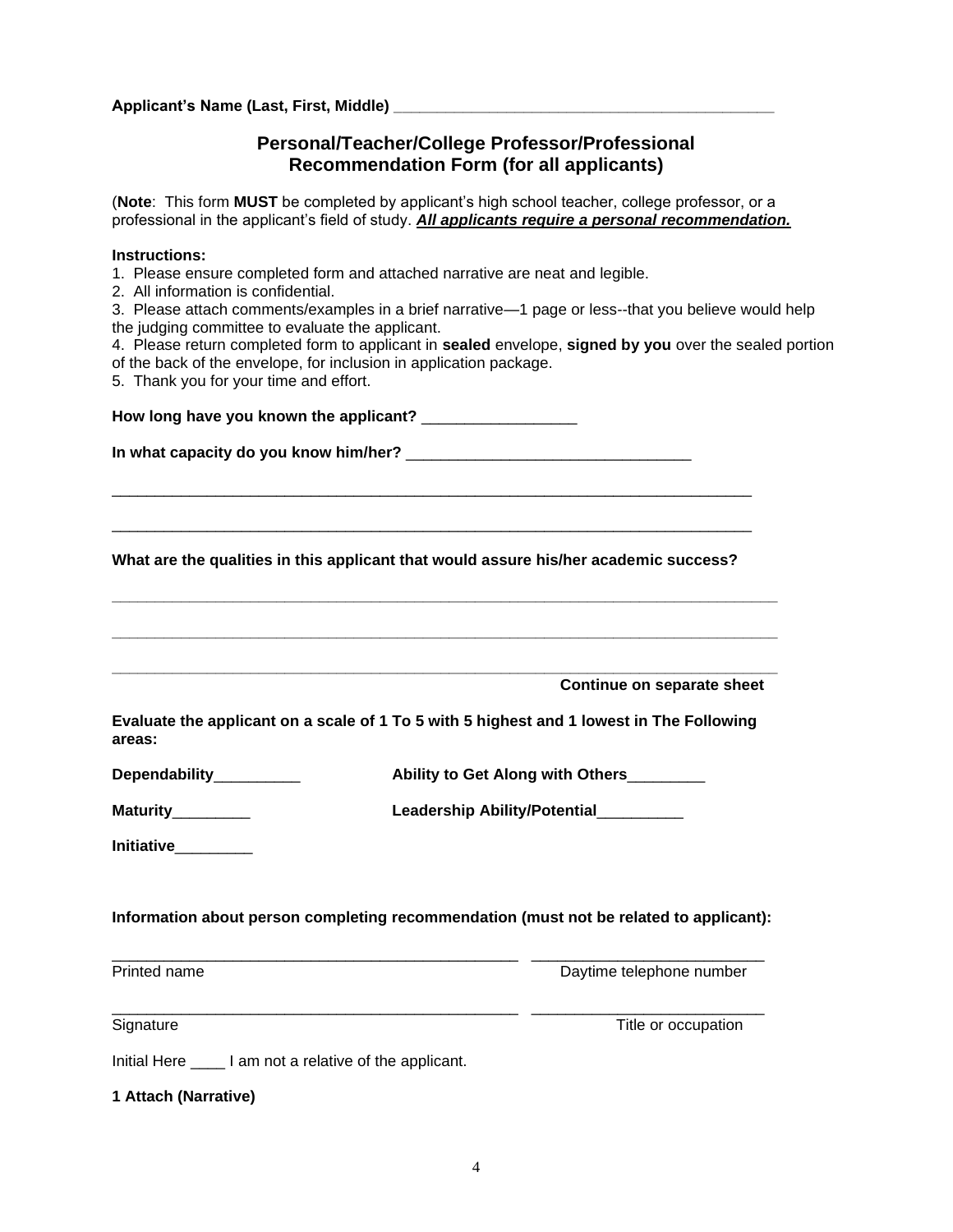**Applicant's Name (Last, First, Middle)** ____________________________________________

## Personal/Teacher/College Professor/Professional Recommendation Form (for all applicants)

(**Note**: This form **MUST** be completed by applicant's high school teacher, college professor, or a professional in the applicant's field of study. ***All applicants require a personal recommendation.***

**Instructions:**

1. Please ensure completed form and attached narrative are neat and legible.
2. All information is confidential.
3. Please attach comments/examples in a brief narrative—1 page or less--that you believe would help the judging committee to evaluate the applicant.
4. Please return completed form to applicant in **sealed** envelope, **signed by you** over the sealed portion of the back of the envelope, for inclusion in application package.
5. Thank you for your time and effort.

**How long have you known the applicant?** _________________

**In what capacity do you know him/her?** ________________________________

___________________________________________________________________________

___________________________________________________________________________

**What are the qualities in this applicant that would assure his/her academic success?**

___________________________________________________________________________

___________________________________________________________________________

___________________________________________________________________________

**Continue on separate sheet**

**Evaluate the applicant on a scale of 1 To 5 with 5 highest and 1 lowest in The Following areas:**

**Dependability**__________ **Ability to Get Along with Others**_________

**Maturity**_________ **Leadership Ability/Potential**__________

**Initiative**_________

**Information about person completing recommendation (must not be related to applicant):**

________________________________________________ __________________________
Printed name Daytime telephone number

________________________________________________ __________________________
Signature Title or occupation

Initial Here ____ I am not a relative of the applicant.

**1 Attach (Narrative)**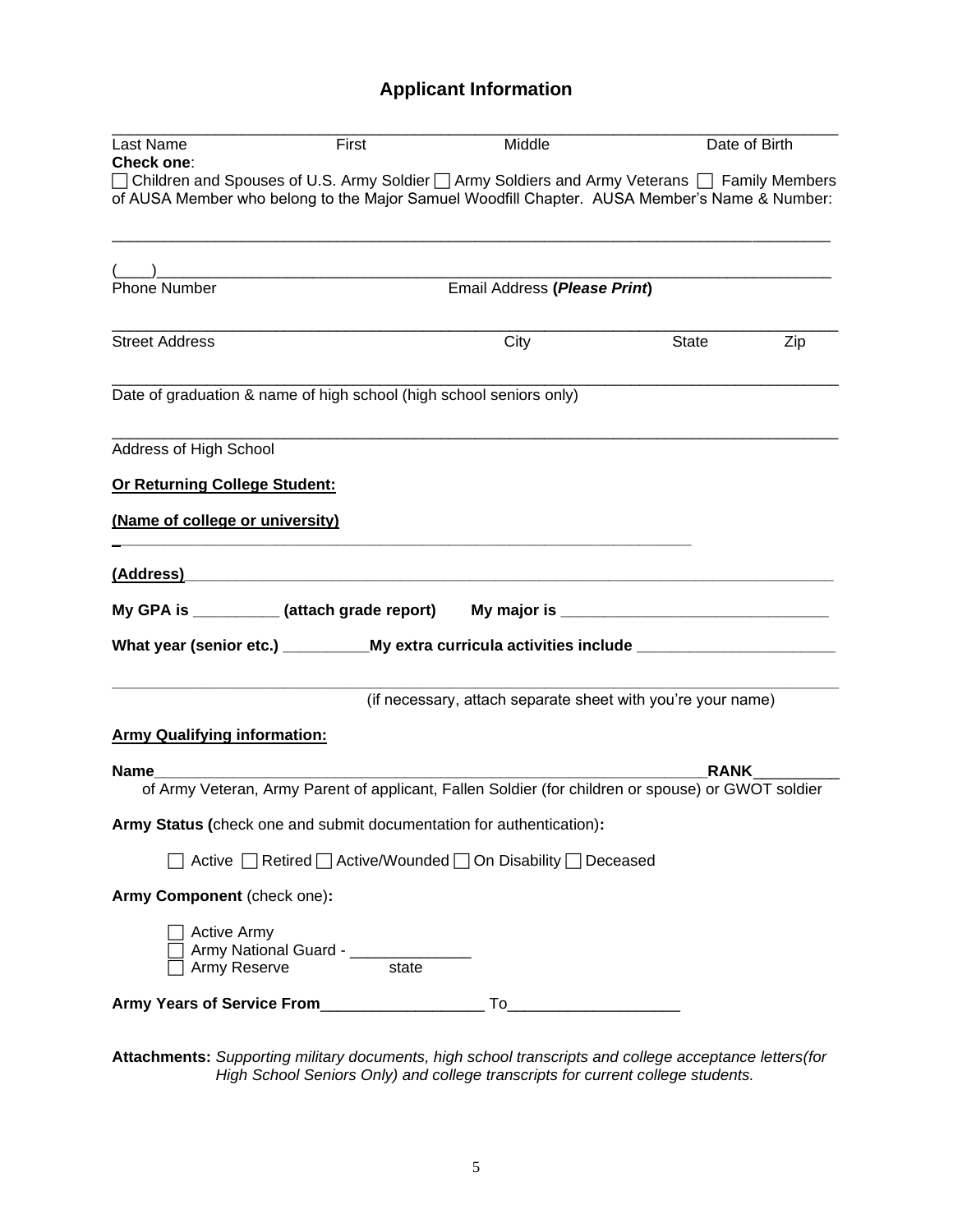## Applicant Information

\_\_\_\_\_\_\_\_\_\_\_\_\_\_\_\_\_\_\_\_\_\_\_\_\_\_\_\_\_\_\_\_\_\_\_\_\_\_\_\_\_\_\_\_\_\_\_\_\_\_\_\_\_\_\_\_\_\_\_\_\_\_\_\_\_\_\_\_\_\_\_\_\_\_\_\_\_\_

Last Name First Middle Date of Birth

**Check one**:

☐ Children and Spouses of U.S. Army Soldier ☐ Army Soldiers and Army Veterans ☐ Family Members of AUSA Member who belong to the Major Samuel Woodfill Chapter. AUSA Member's Name & Number:

\_\_\_\_\_\_\_\_\_\_\_\_\_\_\_\_\_\_\_\_\_\_\_\_\_\_\_\_\_\_\_\_\_\_\_\_\_\_\_\_\_\_\_\_\_\_\_\_\_\_\_\_\_\_\_\_\_\_\_\_\_\_\_\_\_\_\_\_\_\_\_\_\_\_\_\_\_\_

(\_\_\_\_)\_\_\_\_\_\_\_\_\_\_\_\_\_\_\_\_\_\_\_\_\_\_\_\_\_\_\_\_\_\_\_\_\_\_\_\_\_\_\_\_\_\_\_\_\_\_\_\_\_\_\_\_\_\_\_\_\_\_\_\_\_\_\_\_\_\_\_\_\_\_

Phone Number Email Address (***Please Print***)

\_\_\_\_\_\_\_\_\_\_\_\_\_\_\_\_\_\_\_\_\_\_\_\_\_\_\_\_\_\_\_\_\_\_\_\_\_\_\_\_\_\_\_\_\_\_\_\_\_\_\_\_\_\_\_\_\_\_\_\_\_\_\_\_\_\_\_\_\_\_\_\_\_\_\_\_\_\_

Street Address City State Zip

\_\_\_\_\_\_\_\_\_\_\_\_\_\_\_\_\_\_\_\_\_\_\_\_\_\_\_\_\_\_\_\_\_\_\_\_\_\_\_\_\_\_\_\_\_\_\_\_\_\_\_\_\_\_\_\_\_\_\_\_\_\_\_\_\_\_\_\_\_\_\_\_\_\_\_\_\_\_

Date of graduation & name of high school (high school seniors only)

\_\_\_\_\_\_\_\_\_\_\_\_\_\_\_\_\_\_\_\_\_\_\_\_\_\_\_\_\_\_\_\_\_\_\_\_\_\_\_\_\_\_\_\_\_\_\_\_\_\_\_\_\_\_\_\_\_\_\_\_\_\_\_\_\_\_\_\_\_\_\_\_\_\_\_\_\_\_

Address of High School

**<u>Or Returning College Student:</u>**

**<u>(Name of college or university)</u>**

\_\_\_\_\_\_\_\_\_\_\_\_\_\_\_\_\_\_\_\_\_\_\_\_\_\_\_\_\_\_\_\_\_\_\_\_\_\_\_\_\_\_\_\_\_\_\_\_\_\_\_\_\_\_\_\_\_\_\_\_\_\_\_\_\_

**<u>(Address)</u>**\_\_\_\_\_\_\_\_\_\_\_\_\_\_\_\_\_\_\_\_\_\_\_\_\_\_\_\_\_\_\_\_\_\_\_\_\_\_\_\_\_\_\_\_\_\_\_\_\_\_\_\_\_\_\_\_\_\_\_\_\_\_\_\_\_\_\_\_\_

**My GPA is \_\_\_\_\_\_\_\_\_\_ (attach grade report) My major is \_\_\_\_\_\_\_\_\_\_\_\_\_\_\_\_\_\_\_\_\_\_\_\_\_\_\_\_\_\_\_**

**What year (senior etc.) \_\_\_\_\_\_\_\_\_\_My extra curricula activities include \_\_\_\_\_\_\_\_\_\_\_\_\_\_\_\_\_\_\_\_\_\_\_**

\_\_\_\_\_\_\_\_\_\_\_\_\_\_\_\_\_\_\_\_\_\_\_\_\_\_\_\_\_\_\_\_\_\_\_\_\_\_\_\_\_\_\_\_\_\_\_\_\_\_\_\_\_\_\_\_\_\_\_\_\_\_\_\_\_\_\_\_\_\_\_\_\_\_\_\_\_\_

(if necessary, attach separate sheet with you're your name)

**<u>Army Qualifying information:</u>**

**Name**\_\_\_\_\_\_\_\_\_\_\_\_\_\_\_\_\_\_\_\_\_\_\_\_\_\_\_\_\_\_\_\_\_\_\_\_\_\_\_\_\_\_\_\_\_\_\_\_\_\_\_\_\_\_\_\_\_\_\_\_\_\_\_\_**RANK**\_\_\_\_\_\_\_\_\_\_

of Army Veteran, Army Parent of applicant, Fallen Soldier (for children or spouse) or GWOT soldier

**Army Status (**check one and submit documentation for authentication)**:**

☐ Active ☐ Retired ☐ Active/Wounded ☐ On Disability ☐ Deceased

**Army Component** (check one)**:**

☐ Active Army
☐ Army National Guard - \_\_\_\_\_\_\_\_\_\_\_\_\_\_
☐ Army Reserve state

**Army Years of Service From**\_\_\_\_\_\_\_\_\_\_\_\_\_\_\_\_\_\_\_ To\_\_\_\_\_\_\_\_\_\_\_\_\_\_\_\_\_\_\_\_

**Attachments:** *Supporting military documents, high school transcripts and college acceptance letters(for High School Seniors Only) and college transcripts for current college students.*